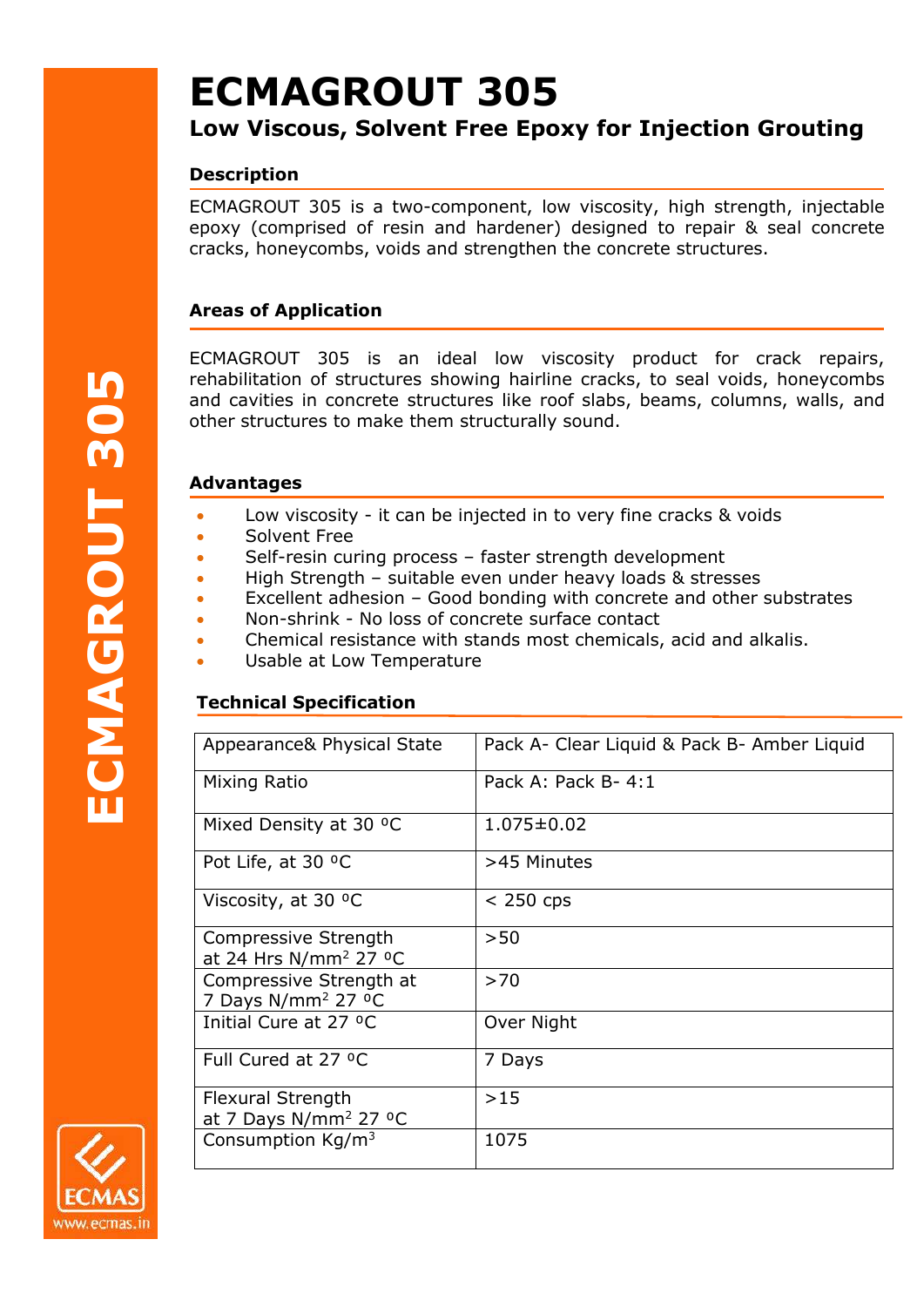# ECMAGROUT 305

## Low Viscous, Solvent Free Epoxy for Injection Grouting

### Description

ECMAGROUT 305 is a two-component, low viscosity, high strength, injectable epoxy (comprised of resin and hardener) designed to repair & seal concrete cracks, honeycombs, voids and strengthen the concrete structures.

### Areas of Application

ECMAGROUT 305 is an ideal low viscosity product for crack repairs, rehabilitation of structures showing hairline cracks, to seal voids, honeycombs and cavities in concrete structures like roof slabs, beams, columns, walls, and other structures to make them structurally sound.

### Advantages

- Low viscosity - it can be injected in to very fine cracks & voids
- Solvent Free
- Self-resin curing process – faster strength development
- High Strength – suitable even under heavy loads & stresses
- Excellent adhesion – Good bonding with concrete and other substrates
- Non-shrink - No loss of concrete surface contact
- Chemical resistance with stands most chemicals, acid and alkalis.
- Usable at Low Temperature

### Technical Specification

| Appearance& Physical State | Pack A- Clear Liquid & Pack B- Amber Liquid |
|---|---|
| Mixing Ratio | Pack A: Pack B- 4:1 |
| Mixed Density at 30 °C | 1.075±0.02 |
| Pot Life, at 30 °C | >45 Minutes |
| Viscosity, at 30 °C | < 250 cps |
| Compressive Strength at 24 Hrs N/mm² 27 °C | >50 |
| Compressive Strength at 7 Days N/mm² 27 °C | >70 |
| Initial Cure at 27 °C | Over Night |
| Full Cured at 27 °C | 7 Days |
| Flexural Strength at 7 Days N/mm² 27 °C | >15 |
| Consumption Kg/m³ | 1075 |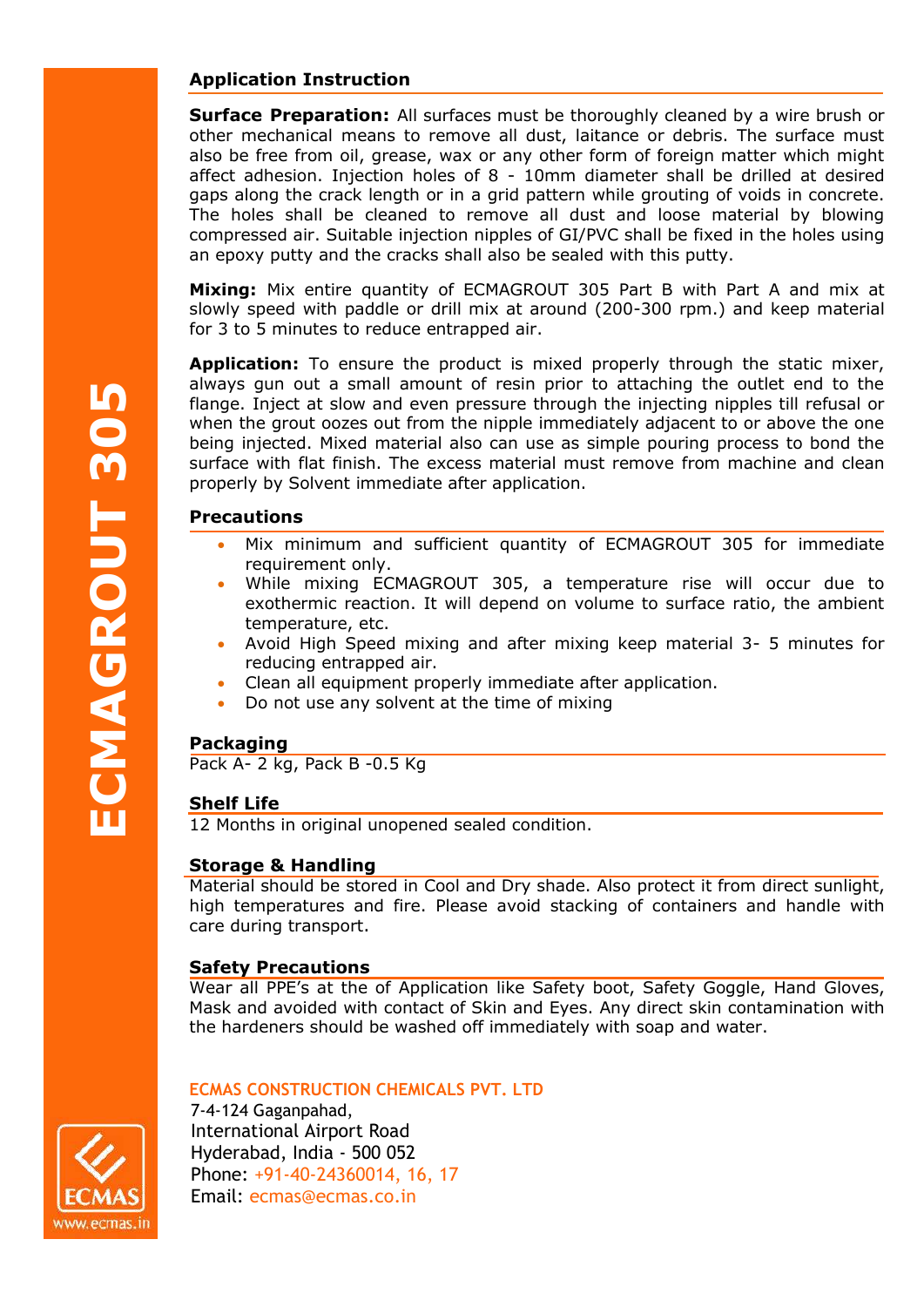## Application Instruction

**Surface Preparation:** All surfaces must be thoroughly cleaned by a wire brush or other mechanical means to remove all dust, laitance or debris. The surface must also be free from oil, grease, wax or any other form of foreign matter which might affect adhesion. Injection holes of 8 - 10mm diameter shall be drilled at desired gaps along the crack length or in a grid pattern while grouting of voids in concrete. The holes shall be cleaned to remove all dust and loose material by blowing compressed air. Suitable injection nipples of GI/PVC shall be fixed in the holes using an epoxy putty and the cracks shall also be sealed with this putty.

**Mixing:** Mix entire quantity of ECMAGROUT 305 Part B with Part A and mix at slowly speed with paddle or drill mix at around (200-300 rpm.) and keep material for 3 to 5 minutes to reduce entrapped air.

**Application:** To ensure the product is mixed properly through the static mixer, always gun out a small amount of resin prior to attaching the outlet end to the flange. Inject at slow and even pressure through the injecting nipples till refusal or when the grout oozes out from the nipple immediately adjacent to or above the one being injected. Mixed material also can use as simple pouring process to bond the surface with flat finish. The excess material must remove from machine and clean properly by Solvent immediate after application.

## Precautions

- Mix minimum and sufficient quantity of ECMAGROUT 305 for immediate requirement only.
- While mixing ECMAGROUT 305, a temperature rise will occur due to exothermic reaction. It will depend on volume to surface ratio, the ambient temperature, etc.
- Avoid High Speed mixing and after mixing keep material 3- 5 minutes for reducing entrapped air.
- Clean all equipment properly immediate after application.
- Do not use any solvent at the time of mixing

## Packaging

Pack A- 2 kg, Pack B -0.5 Kg

## Shelf Life

12 Months in original unopened sealed condition.

## Storage & Handling

Material should be stored in Cool and Dry shade. Also protect it from direct sunlight, high temperatures and fire. Please avoid stacking of containers and handle with care during transport.

## Safety Precautions

Wear all PPE's at the of Application like Safety boot, Safety Goggle, Hand Gloves, Mask and avoided with contact of Skin and Eyes. Any direct skin contamination with the hardeners should be washed off immediately with soap and water.

**ECMAS CONSTRUCTION CHEMICALS PVT. LTD**
7-4-124 Gaganpahad,
International Airport Road
Hyderabad, India - 500 052
Phone: +91-40-24360014, 16, 17
Email: ecmas@ecmas.co.in

ECMAGROUT 305

ECMAS
www.ecmas.in